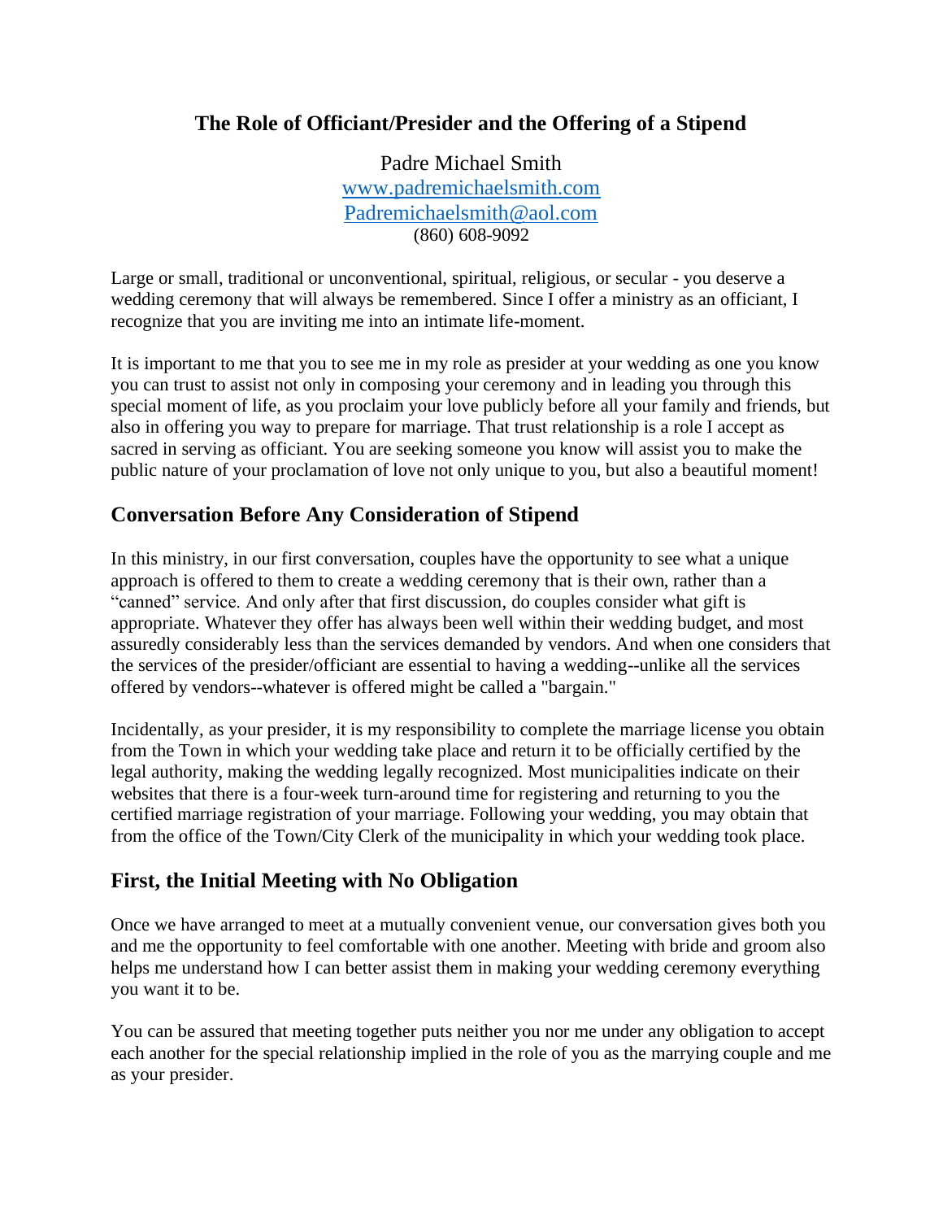# The Role of Officiant/Presider and the Offering of a Stipend

Padre Michael Smith
www.padremichaelsmith.com
Padremichaelsmith@aol.com
(860) 608-9092

Large or small, traditional or unconventional, spiritual, religious, or secular - you deserve a wedding ceremony that will always be remembered. Since I offer a ministry as an officiant, I recognize that you are inviting me into an intimate life-moment.

It is important to me that you to see me in my role as presider at your wedding as one you know you can trust to assist not only in composing your ceremony and in leading you through this special moment of life, as you proclaim your love publicly before all your family and friends, but also in offering you way to prepare for marriage. That trust relationship is a role I accept as sacred in serving as officiant. You are seeking someone you know will assist you to make the public nature of your proclamation of love not only unique to you, but also a beautiful moment!

## Conversation Before Any Consideration of Stipend

In this ministry, in our first conversation, couples have the opportunity to see what a unique approach is offered to them to create a wedding ceremony that is their own, rather than a "canned" service. And only after that first discussion, do couples consider what gift is appropriate. Whatever they offer has always been well within their wedding budget, and most assuredly considerably less than the services demanded by vendors. And when one considers that the services of the presider/officiant are essential to having a wedding--unlike all the services offered by vendors--whatever is offered might be called a "bargain."

Incidentally, as your presider, it is my responsibility to complete the marriage license you obtain from the Town in which your wedding take place and return it to be officially certified by the legal authority, making the wedding legally recognized. Most municipalities indicate on their websites that there is a four-week turn-around time for registering and returning to you the certified marriage registration of your marriage. Following your wedding, you may obtain that from the office of the Town/City Clerk of the municipality in which your wedding took place.

## First, the Initial Meeting with No Obligation

Once we have arranged to meet at a mutually convenient venue, our conversation gives both you and me the opportunity to feel comfortable with one another. Meeting with bride and groom also helps me understand how I can better assist them in making your wedding ceremony everything you want it to be.

You can be assured that meeting together puts neither you nor me under any obligation to accept each another for the special relationship implied in the role of you as the marrying couple and me as your presider.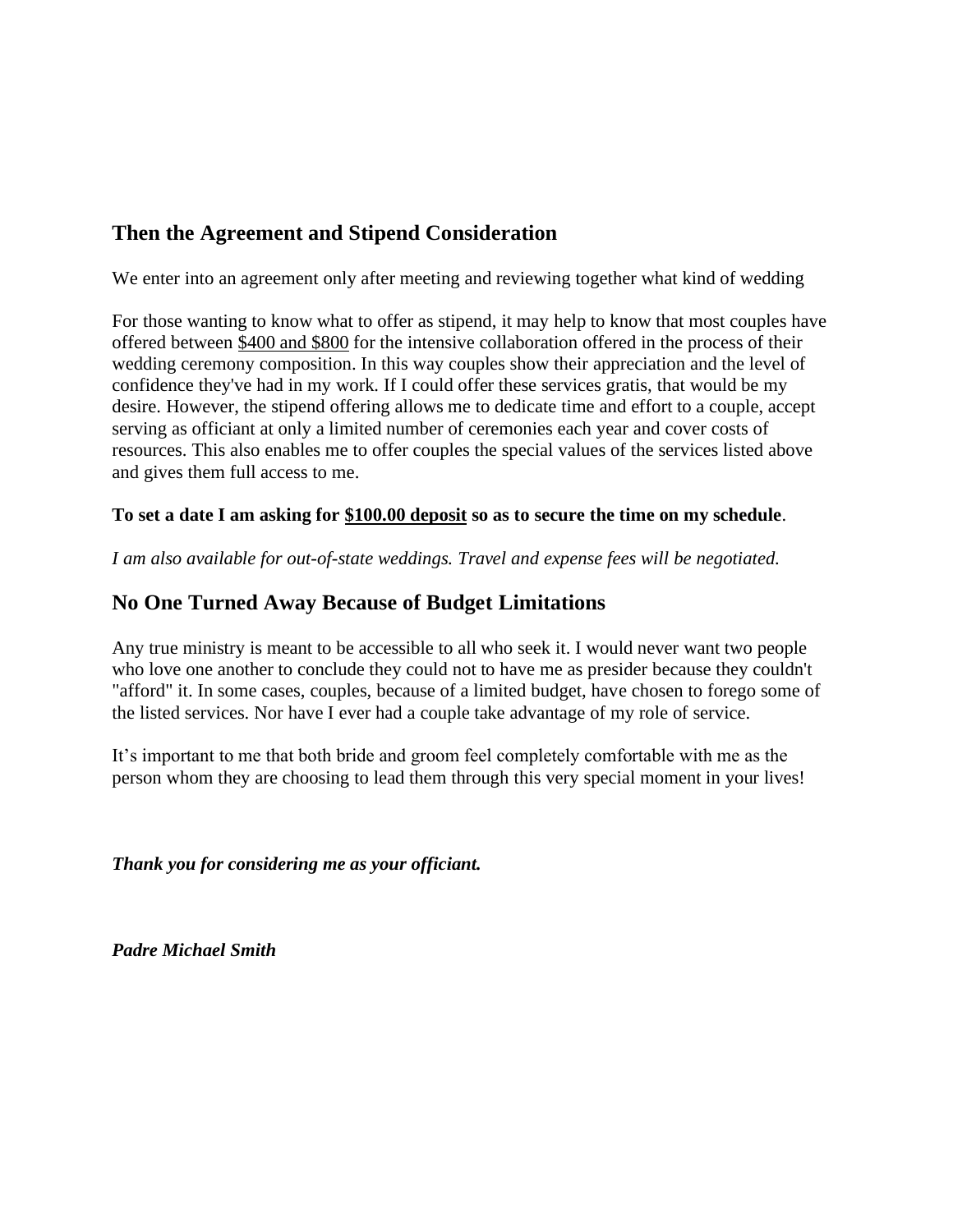## Then the Agreement and Stipend Consideration

We enter into an agreement only after meeting and reviewing together what kind of wedding

For those wanting to know what to offer as stipend, it may help to know that most couples have offered between $400 and $800 for the intensive collaboration offered in the process of their wedding ceremony composition. In this way couples show their appreciation and the level of confidence they've had in my work. If I could offer these services gratis, that would be my desire. However, the stipend offering allows me to dedicate time and effort to a couple, accept serving as officiant at only a limited number of ceremonies each year and cover costs of resources. This also enables me to offer couples the special values of the services listed above and gives them full access to me.

**To set a date I am asking for $100.00 deposit so as to secure the time on my schedule**.

*I am also available for out-of-state weddings. Travel and expense fees will be negotiated.*

## No One Turned Away Because of Budget Limitations

Any true ministry is meant to be accessible to all who seek it. I would never want two people who love one another to conclude they could not to have me as presider because they couldn't "afford" it. In some cases, couples, because of a limited budget, have chosen to forego some of the listed services. Nor have I ever had a couple take advantage of my role of service.

It's important to me that both bride and groom feel completely comfortable with me as the person whom they are choosing to lead them through this very special moment in your lives!

***Thank you for considering me as your officiant.***

***Padre Michael Smith***